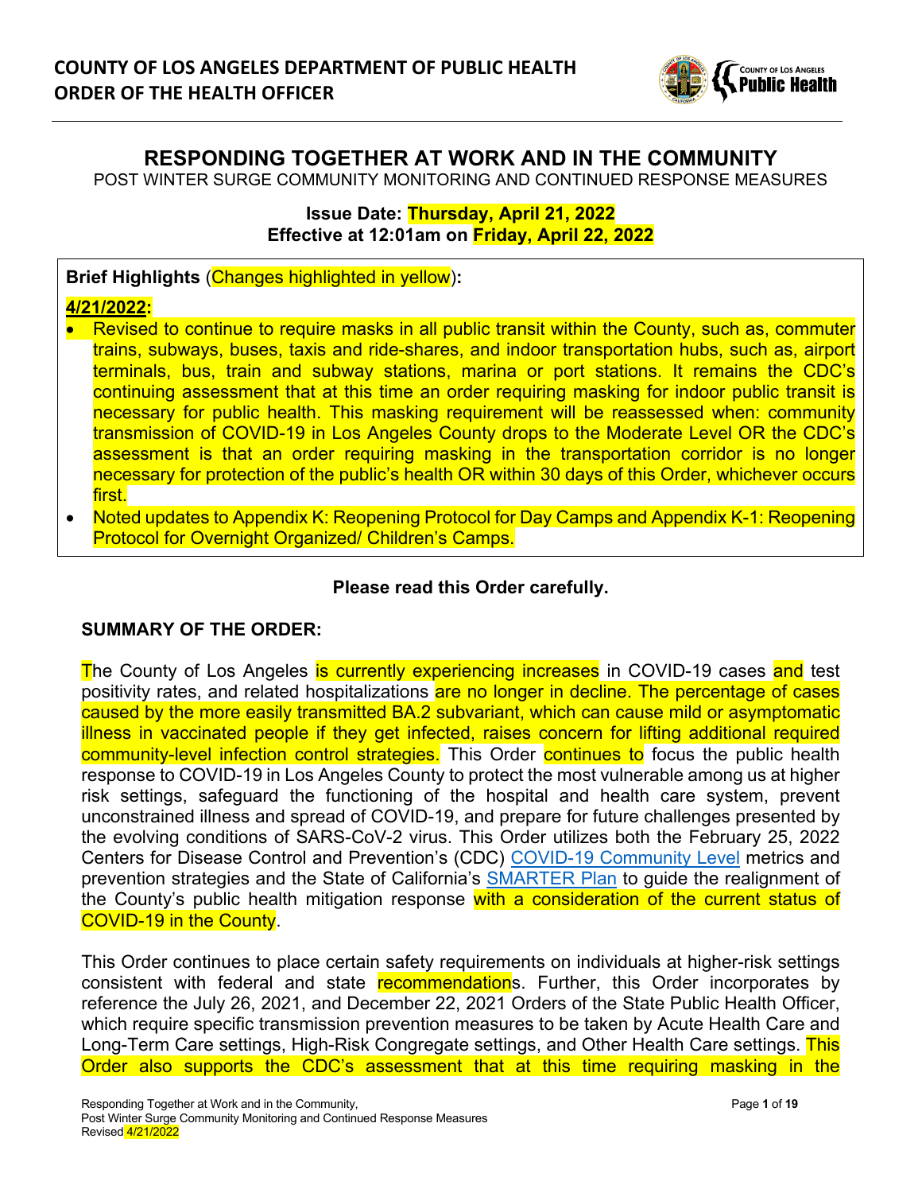# COUNTY OF LOS ANGELES DEPARTMENT OF PUBLIC HEALTH
# ORDER OF THE HEALTH OFFICER

## RESPONDING TOGETHER AT WORK AND IN THE COMMUNITY

POST WINTER SURGE COMMUNITY MONITORING AND CONTINUED RESPONSE MEASURES

**Issue Date: Thursday, April 21, 2022**
**Effective at 12:01am on Friday, April 22, 2022**

**Brief Highlights** (Changes highlighted in yellow)**:**

**4/21/2022:**

- Revised to continue to require masks in all public transit within the County, such as, commuter trains, subways, buses, taxis and ride-shares, and indoor transportation hubs, such as, airport terminals, bus, train and subway stations, marina or port stations. It remains the CDC's continuing assessment that at this time an order requiring masking for indoor public transit is necessary for public health. This masking requirement will be reassessed when: community transmission of COVID-19 in Los Angeles County drops to the Moderate Level OR the CDC's assessment is that an order requiring masking in the transportation corridor is no longer necessary for protection of the public's health OR within 30 days of this Order, whichever occurs first.
- Noted updates to Appendix K: Reopening Protocol for Day Camps and Appendix K-1: Reopening Protocol for Overnight Organized/ Children's Camps.

**Please read this Order carefully.**

**SUMMARY OF THE ORDER:**

The County of Los Angeles is currently experiencing increases in COVID-19 cases and test positivity rates, and related hospitalizations are no longer in decline. The percentage of cases caused by the more easily transmitted BA.2 subvariant, which can cause mild or asymptomatic illness in vaccinated people if they get infected, raises concern for lifting additional required community-level infection control strategies. This Order continues to focus the public health response to COVID-19 in Los Angeles County to protect the most vulnerable among us at higher risk settings, safeguard the functioning of the hospital and health care system, prevent unconstrained illness and spread of COVID-19, and prepare for future challenges presented by the evolving conditions of SARS-CoV-2 virus. This Order utilizes both the February 25, 2022 Centers for Disease Control and Prevention's (CDC) COVID-19 Community Level metrics and prevention strategies and the State of California's SMARTER Plan to guide the realignment of the County's public health mitigation response with a consideration of the current status of COVID-19 in the County.

This Order continues to place certain safety requirements on individuals at higher-risk settings consistent with federal and state recommendations. Further, this Order incorporates by reference the July 26, 2021, and December 22, 2021 Orders of the State Public Health Officer, which require specific transmission prevention measures to be taken by Acute Health Care and Long-Term Care settings, High-Risk Congregate settings, and Other Health Care settings. This Order also supports the CDC's assessment that at this time requiring masking in the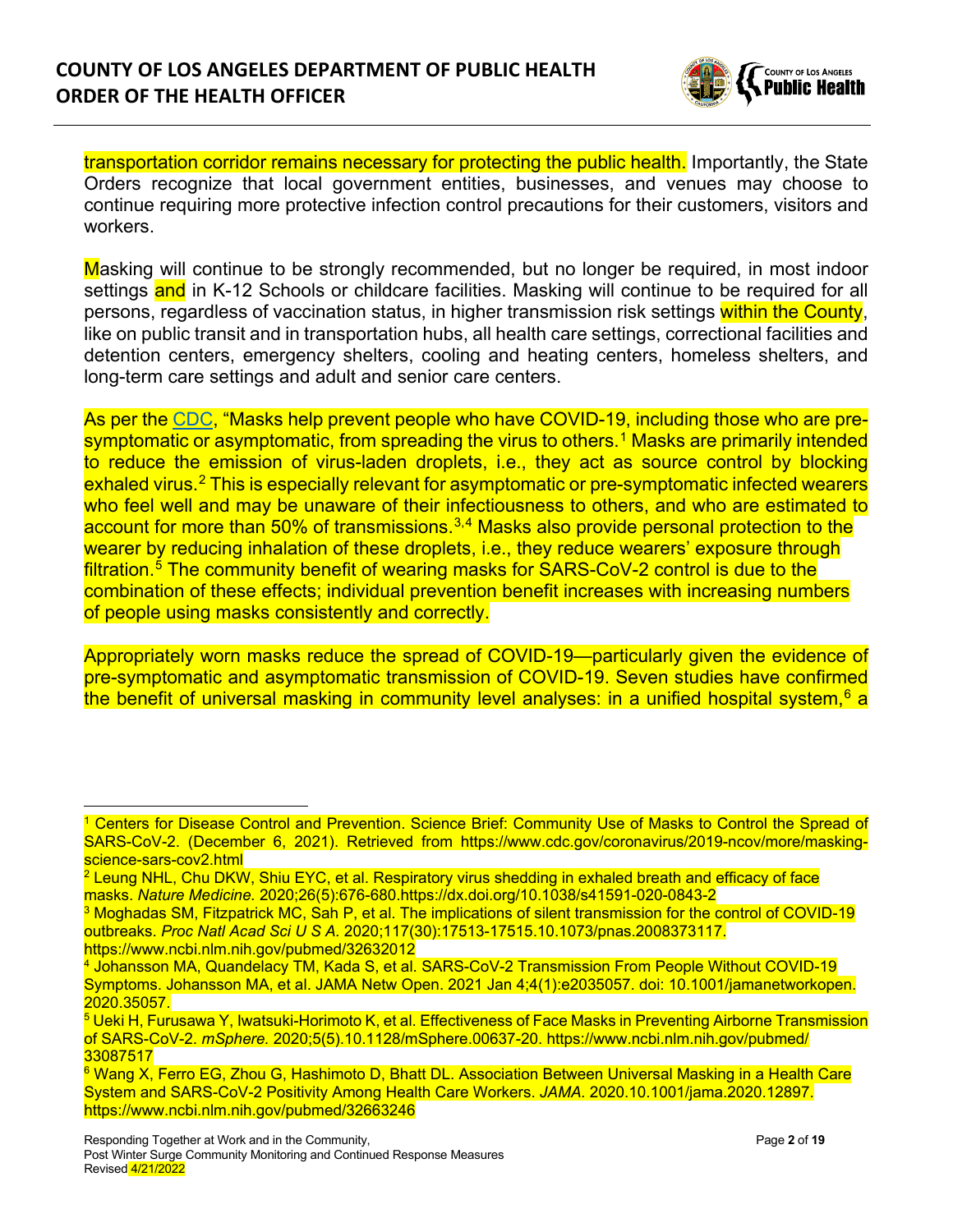transportation corridor remains necessary for protecting the public health. Importantly, the State Orders recognize that local government entities, businesses, and venues may choose to continue requiring more protective infection control precautions for their customers, visitors and workers.

Masking will continue to be strongly recommended, but no longer be required, in most indoor settings and in K-12 Schools or childcare facilities. Masking will continue to be required for all persons, regardless of vaccination status, in higher transmission risk settings within the County, like on public transit and in transportation hubs, all health care settings, correctional facilities and detention centers, emergency shelters, cooling and heating centers, homeless shelters, and long-term care settings and adult and senior care centers.

As per the CDC, "Masks help prevent people who have COVID-19, including those who are pre-symptomatic or asymptomatic, from spreading the virus to others.[1] Masks are primarily intended to reduce the emission of virus-laden droplets, i.e., they act as source control by blocking exhaled virus.[2] This is especially relevant for asymptomatic or pre-symptomatic infected wearers who feel well and may be unaware of their infectiousness to others, and who are estimated to account for more than 50% of transmissions.[3,4] Masks also provide personal protection to the wearer by reducing inhalation of these droplets, i.e., they reduce wearers' exposure through filtration.[5] The community benefit of wearing masks for SARS-CoV-2 control is due to the combination of these effects; individual prevention benefit increases with increasing numbers of people using masks consistently and correctly.

Appropriately worn masks reduce the spread of COVID-19—particularly given the evidence of pre-symptomatic and asymptomatic transmission of COVID-19. Seven studies have confirmed the benefit of universal masking in community level analyses: in a unified hospital system,[6] a

---

[1] Centers for Disease Control and Prevention. Science Brief: Community Use of Masks to Control the Spread of SARS-CoV-2. (December 6, 2021). Retrieved from https://www.cdc.gov/coronavirus/2019-ncov/more/masking-science-sars-cov2.html

[2] Leung NHL, Chu DKW, Shiu EYC, et al. Respiratory virus shedding in exhaled breath and efficacy of face masks. *Nature Medicine.* 2020;26(5):676-680.https://dx.doi.org/10.1038/s41591-020-0843-2

[3] Moghadas SM, Fitzpatrick MC, Sah P, et al. The implications of silent transmission for the control of COVID-19 outbreaks. *Proc Natl Acad Sci U S A.* 2020;117(30):17513-17515.10.1073/pnas.2008373117. https://www.ncbi.nlm.nih.gov/pubmed/32632012

[4] Johansson MA, Quandelacy TM, Kada S, et al. SARS-CoV-2 Transmission From People Without COVID-19 Symptoms. Johansson MA, et al. JAMA Netw Open. 2021 Jan 4;4(1):e2035057. doi: 10.1001/jamanetworkopen.2020.35057.

[5] Ueki H, Furusawa Y, Iwatsuki-Horimoto K, et al. Effectiveness of Face Masks in Preventing Airborne Transmission of SARS-CoV-2. *mSphere.* 2020;5(5).10.1128/mSphere.00637-20. https://www.ncbi.nlm.nih.gov/pubmed/33087517

[6] Wang X, Ferro EG, Zhou G, Hashimoto D, Bhatt DL. Association Between Universal Masking in a Health Care System and SARS-CoV-2 Positivity Among Health Care Workers. *JAMA.* 2020.10.1001/jama.2020.12897. https://www.ncbi.nlm.nih.gov/pubmed/32663246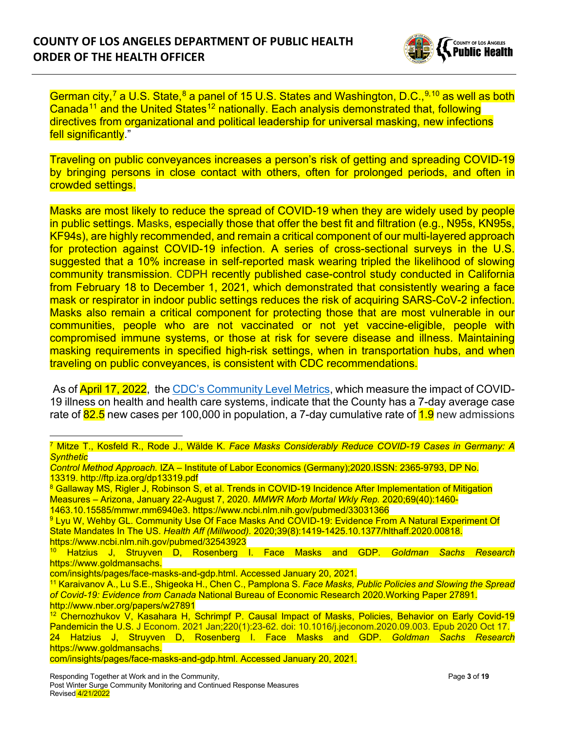German city,[7] a U.S. State,[8] a panel of 15 U.S. States and Washington, D.C.,[9,10] as well as both Canada[11] and the United States[12] nationally. Each analysis demonstrated that, following directives from organizational and political leadership for universal masking, new infections fell significantly."

Traveling on public conveyances increases a person's risk of getting and spreading COVID-19 by bringing persons in close contact with others, often for prolonged periods, and often in crowded settings.

Masks are most likely to reduce the spread of COVID-19 when they are widely used by people in public settings. Masks, especially those that offer the best fit and filtration (e.g., N95s, KN95s, KF94s), are highly recommended, and remain a critical component of our multi-layered approach for protection against COVID-19 infection. A series of cross-sectional surveys in the U.S. suggested that a 10% increase in self-reported mask wearing tripled the likelihood of slowing community transmission. CDPH recently published case-control study conducted in California from February 18 to December 1, 2021, which demonstrated that consistently wearing a face mask or respirator in indoor public settings reduces the risk of acquiring SARS-CoV-2 infection. Masks also remain a critical component for protecting those that are most vulnerable in our communities, people who are not vaccinated or not yet vaccine-eligible, people with compromised immune systems, or those at risk for severe disease and illness. Maintaining masking requirements in specified high-risk settings, when in transportation hubs, and when traveling on public conveyances, is consistent with CDC recommendations.

As of April 17, 2022, the [CDC's Community Level Metrics](), which measure the impact of COVID-19 illness on health and health care systems, indicate that the County has a 7-day average case rate of 82.5 new cases per 100,000 in population, a 7-day cumulative rate of 1.9 new admissions

---

[7] Mitze T., Kosfeld R., Rode J., Wälde K. *Face Masks Considerably Reduce COVID-19 Cases in Germany: A Synthetic Control Method Approach.* IZA – Institute of Labor Economics (Germany);2020.ISSN: 2365-9793, DP No. 13319. http://ftp.iza.org/dp13319.pdf

[8] Gallaway MS, Rigler J, Robinson S, et al. Trends in COVID-19 Incidence After Implementation of Mitigation Measures – Arizona, January 22-August 7, 2020. *MMWR Morb Mortal Wkly Rep.* 2020;69(40):1460-1463.10.15585/mmwr.mm6940e3. https://www.ncbi.nlm.nih.gov/pubmed/33031366

[9] Lyu W, Wehby GL. Community Use Of Face Masks And COVID-19: Evidence From A Natural Experiment Of State Mandates In The US. *Health Aff (Millwood).* 2020;39(8):1419-1425.10.1377/hlthaff.2020.00818. https://www.ncbi.nlm.nih.gov/pubmed/32543923

[10] Hatzius J, Struyven D, Rosenberg I. Face Masks and GDP. *Goldman Sachs Research* https://www.goldmansachs.com/insights/pages/face-masks-and-gdp.html. Accessed January 20, 2021.

[11] Karaivanov A., Lu S.E., Shigeoka H., Chen C., Pamplona S. *Face Masks, Public Policies and Slowing the Spread of Covid-19: Evidence from Canada* National Bureau of Economic Research 2020.Working Paper 27891. http://www.nber.org/papers/w27891

[12] Chernozhukov V, Kasahara H, Schrimpf P. Causal Impact of Masks, Policies, Behavior on Early Covid-19 Pandemicin the U.S. J Econom. 2021 Jan;220(1):23-62. doi: 10.1016/j.jeconom.2020.09.003. Epub 2020 Oct 17.

24 Hatzius J, Struyven D, Rosenberg I. Face Masks and GDP. *Goldman Sachs Research* https://www.goldmansachs.com/insights/pages/face-masks-and-gdp.html. Accessed January 20, 2021.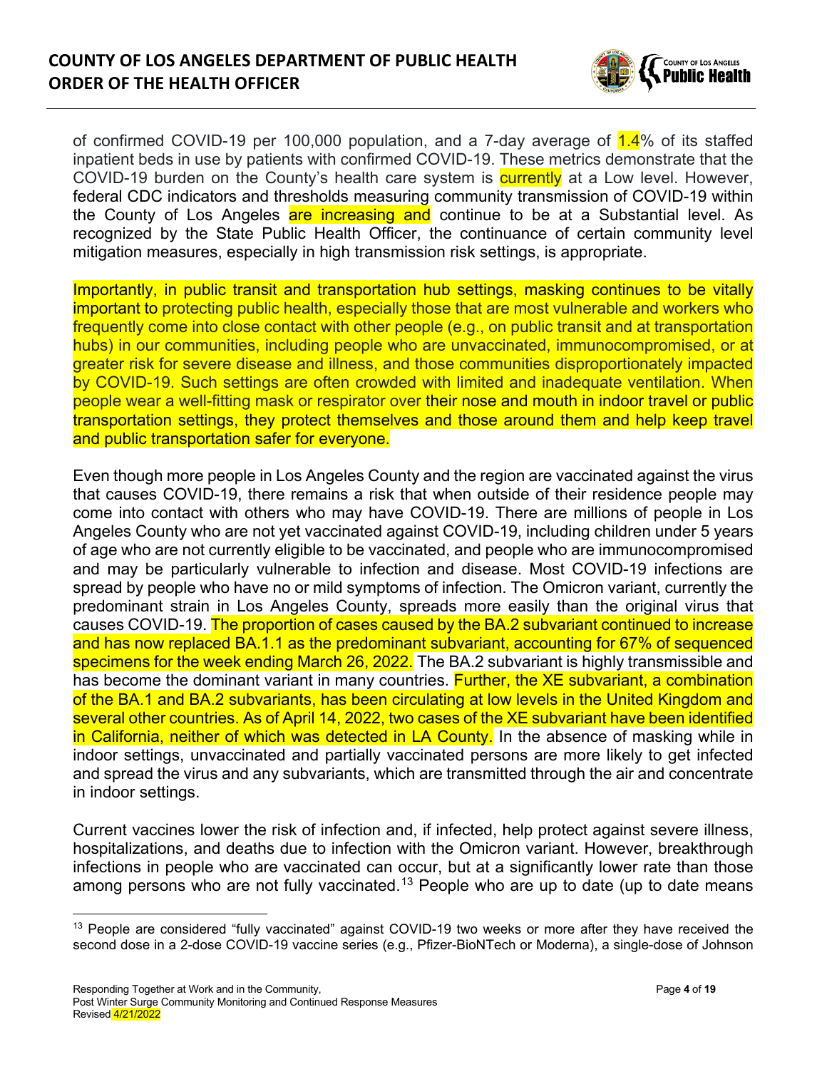of confirmed COVID-19 per 100,000 population, and a 7-day average of 1.4% of its staffed inpatient beds in use by patients with confirmed COVID-19. These metrics demonstrate that the COVID-19 burden on the County's health care system is currently at a Low level. However, federal CDC indicators and thresholds measuring community transmission of COVID-19 within the County of Los Angeles are increasing and continue to be at a Substantial level. As recognized by the State Public Health Officer, the continuance of certain community level mitigation measures, especially in high transmission risk settings, is appropriate.

Importantly, in public transit and transportation hub settings, masking continues to be vitally important to protecting public health, especially those that are most vulnerable and workers who frequently come into close contact with other people (e.g., on public transit and at transportation hubs) in our communities, including people who are unvaccinated, immunocompromised, or at greater risk for severe disease and illness, and those communities disproportionately impacted by COVID-19. Such settings are often crowded with limited and inadequate ventilation. When people wear a well-fitting mask or respirator over their nose and mouth in indoor travel or public transportation settings, they protect themselves and those around them and help keep travel and public transportation safer for everyone.

Even though more people in Los Angeles County and the region are vaccinated against the virus that causes COVID-19, there remains a risk that when outside of their residence people may come into contact with others who may have COVID-19. There are millions of people in Los Angeles County who are not yet vaccinated against COVID-19, including children under 5 years of age who are not currently eligible to be vaccinated, and people who are immunocompromised and may be particularly vulnerable to infection and disease. Most COVID-19 infections are spread by people who have no or mild symptoms of infection. The Omicron variant, currently the predominant strain in Los Angeles County, spreads more easily than the original virus that causes COVID-19. The proportion of cases caused by the BA.2 subvariant continued to increase and has now replaced BA.1.1 as the predominant subvariant, accounting for 67% of sequenced specimens for the week ending March 26, 2022. The BA.2 subvariant is highly transmissible and has become the dominant variant in many countries. Further, the XE subvariant, a combination of the BA.1 and BA.2 subvariants, has been circulating at low levels in the United Kingdom and several other countries. As of April 14, 2022, two cases of the XE subvariant have been identified in California, neither of which was detected in LA County. In the absence of masking while in indoor settings, unvaccinated and partially vaccinated persons are more likely to get infected and spread the virus and any subvariants, which are transmitted through the air and concentrate in indoor settings.

Current vaccines lower the risk of infection and, if infected, help protect against severe illness, hospitalizations, and deaths due to infection with the Omicron variant. However, breakthrough infections in people who are vaccinated can occur, but at a significantly lower rate than those among persons who are not fully vaccinated.[13] People who are up to date (up to date means

[13] People are considered "fully vaccinated" against COVID-19 two weeks or more after they have received the second dose in a 2-dose COVID-19 vaccine series (e.g., Pfizer-BioNTech or Moderna), a single-dose of Johnson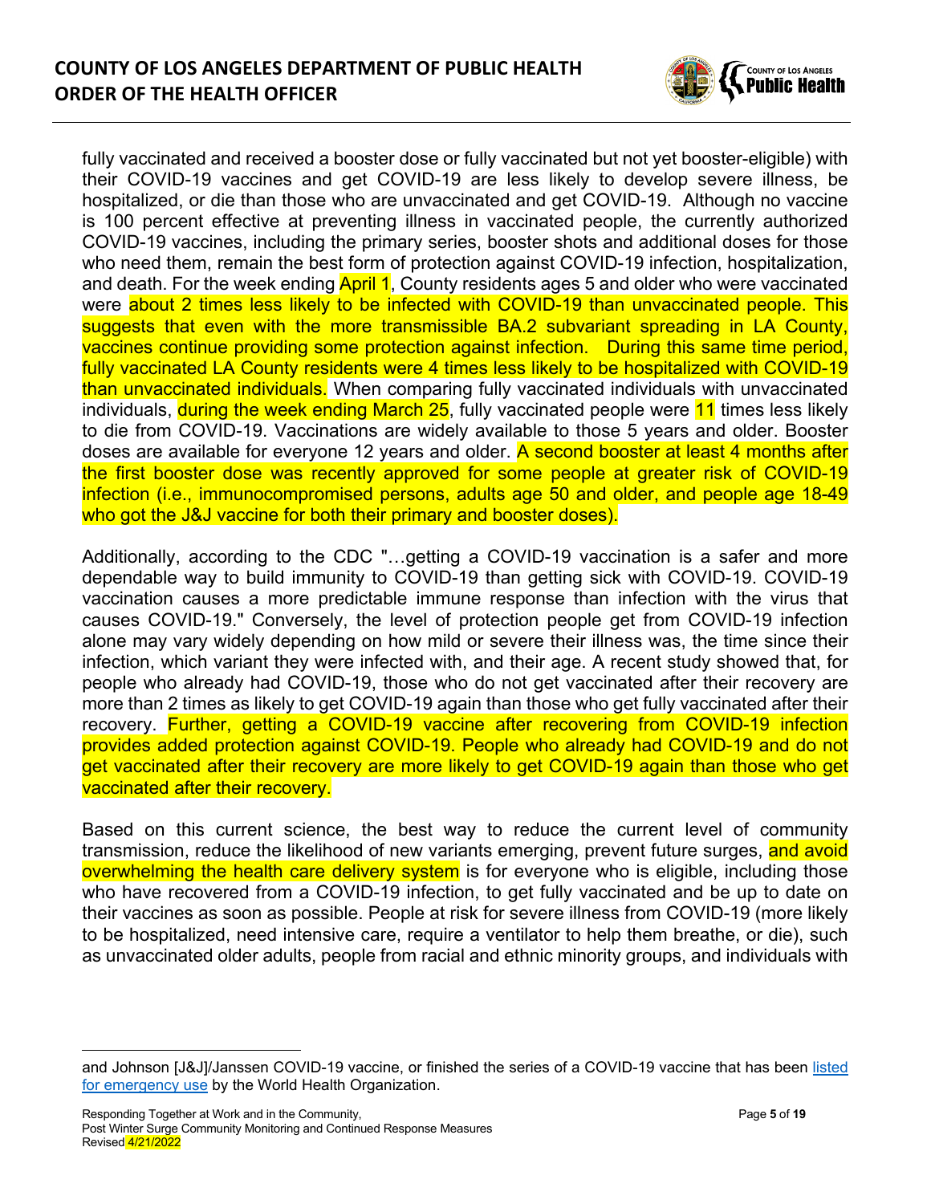fully vaccinated and received a booster dose or fully vaccinated but not yet booster-eligible) with their COVID-19 vaccines and get COVID-19 are less likely to develop severe illness, be hospitalized, or die than those who are unvaccinated and get COVID-19. Although no vaccine is 100 percent effective at preventing illness in vaccinated people, the currently authorized COVID-19 vaccines, including the primary series, booster shots and additional doses for those who need them, remain the best form of protection against COVID-19 infection, hospitalization, and death. For the week ending April 1, County residents ages 5 and older who were vaccinated were about 2 times less likely to be infected with COVID-19 than unvaccinated people. This suggests that even with the more transmissible BA.2 subvariant spreading in LA County, vaccines continue providing some protection against infection. During this same time period, fully vaccinated LA County residents were 4 times less likely to be hospitalized with COVID-19 than unvaccinated individuals. When comparing fully vaccinated individuals with unvaccinated individuals, during the week ending March 25, fully vaccinated people were 11 times less likely to die from COVID-19. Vaccinations are widely available to those 5 years and older. Booster doses are available for everyone 12 years and older. A second booster at least 4 months after the first booster dose was recently approved for some people at greater risk of COVID-19 infection (i.e., immunocompromised persons, adults age 50 and older, and people age 18-49 who got the J&J vaccine for both their primary and booster doses).

Additionally, according to the CDC "…getting a COVID-19 vaccination is a safer and more dependable way to build immunity to COVID-19 than getting sick with COVID-19. COVID-19 vaccination causes a more predictable immune response than infection with the virus that causes COVID-19." Conversely, the level of protection people get from COVID-19 infection alone may vary widely depending on how mild or severe their illness was, the time since their infection, which variant they were infected with, and their age. A recent study showed that, for people who already had COVID-19, those who do not get vaccinated after their recovery are more than 2 times as likely to get COVID-19 again than those who get fully vaccinated after their recovery. Further, getting a COVID-19 vaccine after recovering from COVID-19 infection provides added protection against COVID-19. People who already had COVID-19 and do not get vaccinated after their recovery are more likely to get COVID-19 again than those who get vaccinated after their recovery.

Based on this current science, the best way to reduce the current level of community transmission, reduce the likelihood of new variants emerging, prevent future surges, and avoid overwhelming the health care delivery system is for everyone who is eligible, including those who have recovered from a COVID-19 infection, to get fully vaccinated and be up to date on their vaccines as soon as possible. People at risk for severe illness from COVID-19 (more likely to be hospitalized, need intensive care, require a ventilator to help them breathe, or die), such as unvaccinated older adults, people from racial and ethnic minority groups, and individuals with

---

and Johnson [J&J]/Janssen COVID-19 vaccine, or finished the series of a COVID-19 vaccine that has been [listed for emergency use](#) by the World Health Organization.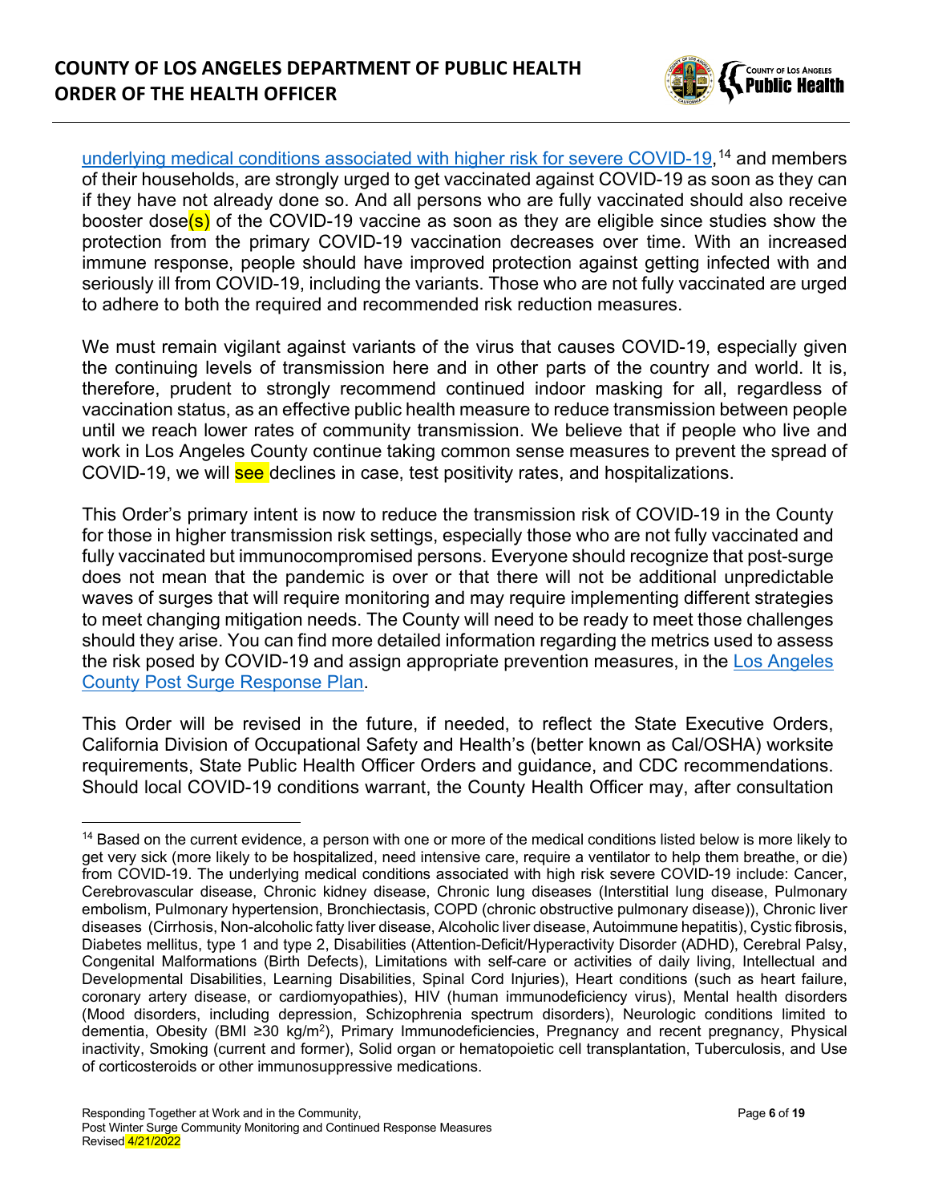underlying medical conditions associated with higher risk for severe COVID-19,[14] and members of their households, are strongly urged to get vaccinated against COVID-19 as soon as they can if they have not already done so. And all persons who are fully vaccinated should also receive booster dose(s) of the COVID-19 vaccine as soon as they are eligible since studies show the protection from the primary COVID-19 vaccination decreases over time. With an increased immune response, people should have improved protection against getting infected with and seriously ill from COVID-19, including the variants. Those who are not fully vaccinated are urged to adhere to both the required and recommended risk reduction measures.

We must remain vigilant against variants of the virus that causes COVID-19, especially given the continuing levels of transmission here and in other parts of the country and world. It is, therefore, prudent to strongly recommend continued indoor masking for all, regardless of vaccination status, as an effective public health measure to reduce transmission between people until we reach lower rates of community transmission. We believe that if people who live and work in Los Angeles County continue taking common sense measures to prevent the spread of COVID-19, we will see declines in case, test positivity rates, and hospitalizations.

This Order's primary intent is now to reduce the transmission risk of COVID-19 in the County for those in higher transmission risk settings, especially those who are not fully vaccinated and fully vaccinated but immunocompromised persons. Everyone should recognize that post-surge does not mean that the pandemic is over or that there will not be additional unpredictable waves of surges that will require monitoring and may require implementing different strategies to meet changing mitigation needs. The County will need to be ready to meet those challenges should they arise. You can find more detailed information regarding the metrics used to assess the risk posed by COVID-19 and assign appropriate prevention measures, in the Los Angeles County Post Surge Response Plan.

This Order will be revised in the future, if needed, to reflect the State Executive Orders, California Division of Occupational Safety and Health's (better known as Cal/OSHA) worksite requirements, State Public Health Officer Orders and guidance, and CDC recommendations. Should local COVID-19 conditions warrant, the County Health Officer may, after consultation

---

[14] Based on the current evidence, a person with one or more of the medical conditions listed below is more likely to get very sick (more likely to be hospitalized, need intensive care, require a ventilator to help them breathe, or die) from COVID-19. The underlying medical conditions associated with high risk severe COVID-19 include: Cancer, Cerebrovascular disease, Chronic kidney disease, Chronic lung diseases (Interstitial lung disease, Pulmonary embolism, Pulmonary hypertension, Bronchiectasis, COPD (chronic obstructive pulmonary disease)), Chronic liver diseases (Cirrhosis, Non-alcoholic fatty liver disease, Alcoholic liver disease, Autoimmune hepatitis), Cystic fibrosis, Diabetes mellitus, type 1 and type 2, Disabilities (Attention-Deficit/Hyperactivity Disorder (ADHD), Cerebral Palsy, Congenital Malformations (Birth Defects), Limitations with self-care or activities of daily living, Intellectual and Developmental Disabilities, Learning Disabilities, Spinal Cord Injuries), Heart conditions (such as heart failure, coronary artery disease, or cardiomyopathies), HIV (human immunodeficiency virus), Mental health disorders (Mood disorders, including depression, Schizophrenia spectrum disorders), Neurologic conditions limited to dementia, Obesity (BMI ≥30 kg/$m^2$), Primary Immunodeficiencies, Pregnancy and recent pregnancy, Physical inactivity, Smoking (current and former), Solid organ or hematopoietic cell transplantation, Tuberculosis, and Use of corticosteroids or other immunosuppressive medications.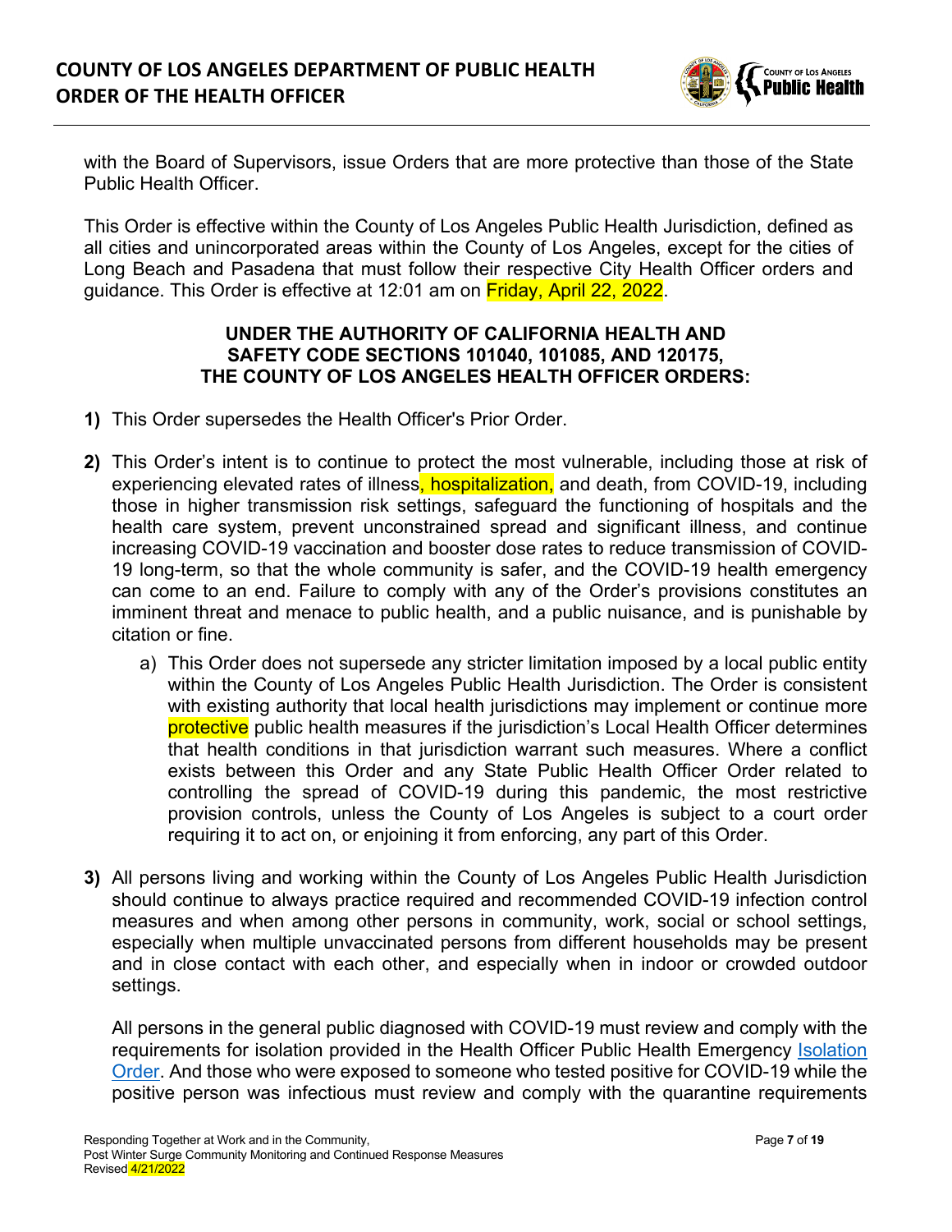with the Board of Supervisors, issue Orders that are more protective than those of the State Public Health Officer.

This Order is effective within the County of Los Angeles Public Health Jurisdiction, defined as all cities and unincorporated areas within the County of Los Angeles, except for the cities of Long Beach and Pasadena that must follow their respective City Health Officer orders and guidance. This Order is effective at 12:01 am on Friday, April 22, 2022.

**UNDER THE AUTHORITY OF CALIFORNIA HEALTH AND SAFETY CODE SECTIONS 101040, 101085, AND 120175, THE COUNTY OF LOS ANGELES HEALTH OFFICER ORDERS:**

**1)** This Order supersedes the Health Officer's Prior Order.

**2)** This Order's intent is to continue to protect the most vulnerable, including those at risk of experiencing elevated rates of illness, hospitalization, and death, from COVID-19, including those in higher transmission risk settings, safeguard the functioning of hospitals and the health care system, prevent unconstrained spread and significant illness, and continue increasing COVID-19 vaccination and booster dose rates to reduce transmission of COVID-19 long-term, so that the whole community is safer, and the COVID-19 health emergency can come to an end. Failure to comply with any of the Order's provisions constitutes an imminent threat and menace to public health, and a public nuisance, and is punishable by citation or fine.

   a) This Order does not supersede any stricter limitation imposed by a local public entity within the County of Los Angeles Public Health Jurisdiction. The Order is consistent with existing authority that local health jurisdictions may implement or continue more protective public health measures if the jurisdiction's Local Health Officer determines that health conditions in that jurisdiction warrant such measures. Where a conflict exists between this Order and any State Public Health Officer Order related to controlling the spread of COVID-19 during this pandemic, the most restrictive provision controls, unless the County of Los Angeles is subject to a court order requiring it to act on, or enjoining it from enforcing, any part of this Order.

**3)** All persons living and working within the County of Los Angeles Public Health Jurisdiction should continue to always practice required and recommended COVID-19 infection control measures and when among other persons in community, work, social or school settings, especially when multiple unvaccinated persons from different households may be present and in close contact with each other, and especially when in indoor or crowded outdoor settings.

   All persons in the general public diagnosed with COVID-19 must review and comply with the requirements for isolation provided in the Health Officer Public Health Emergency Isolation Order. And those who were exposed to someone who tested positive for COVID-19 while the positive person was infectious must review and comply with the quarantine requirements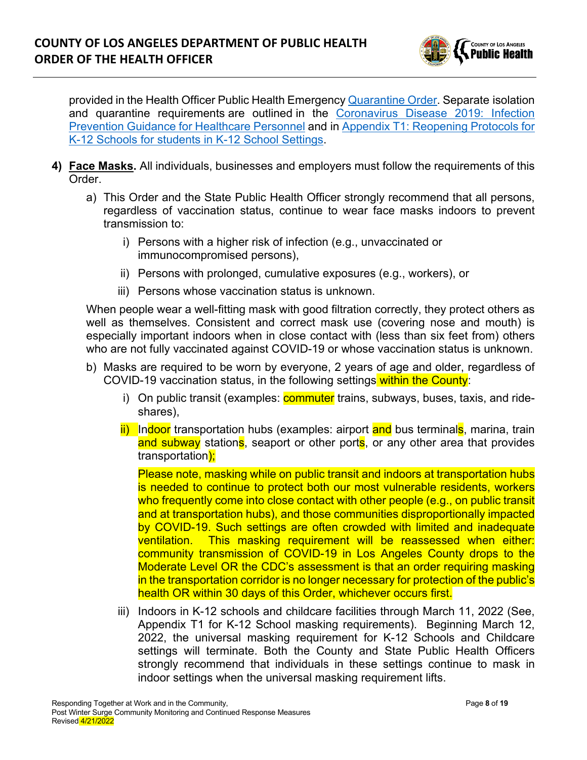provided in the Health Officer Public Health Emergency Quarantine Order. Separate isolation and quarantine requirements are outlined in the Coronavirus Disease 2019: Infection Prevention Guidance for Healthcare Personnel and in Appendix T1: Reopening Protocols for K-12 Schools for students in K-12 School Settings.

4) **Face Masks.** All individuals, businesses and employers must follow the requirements of this Order.

   a) This Order and the State Public Health Officer strongly recommend that all persons, regardless of vaccination status, continue to wear face masks indoors to prevent transmission to:

      i) Persons with a higher risk of infection (e.g., unvaccinated or immunocompromised persons),

      ii) Persons with prolonged, cumulative exposures (e.g., workers), or

      iii) Persons whose vaccination status is unknown.

   When people wear a well-fitting mask with good filtration correctly, they protect others as well as themselves. Consistent and correct mask use (covering nose and mouth) is especially important indoors when in close contact with (less than six feet from) others who are not fully vaccinated against COVID-19 or whose vaccination status is unknown.

   b) Masks are required to be worn by everyone, 2 years of age and older, regardless of COVID-19 vaccination status, in the following settings within the County:

      i) On public transit (examples: commuter trains, subways, buses, taxis, and ride-shares),

      ii) Indoor transportation hubs (examples: airport and bus terminals, marina, train and subway stations, seaport or other ports, or any other area that provides transportation);

      Please note, masking while on public transit and indoors at transportation hubs is needed to continue to protect both our most vulnerable residents, workers who frequently come into close contact with other people (e.g., on public transit and at transportation hubs), and those communities disproportionally impacted by COVID-19. Such settings are often crowded with limited and inadequate ventilation. This masking requirement will be reassessed when either: community transmission of COVID-19 in Los Angeles County drops to the Moderate Level OR the CDC's assessment is that an order requiring masking in the transportation corridor is no longer necessary for protection of the public's health OR within 30 days of this Order, whichever occurs first.

      iii) Indoors in K-12 schools and childcare facilities through March 11, 2022 (See, Appendix T1 for K-12 School masking requirements). Beginning March 12, 2022, the universal masking requirement for K-12 Schools and Childcare settings will terminate. Both the County and State Public Health Officers strongly recommend that individuals in these settings continue to mask in indoor settings when the universal masking requirement lifts.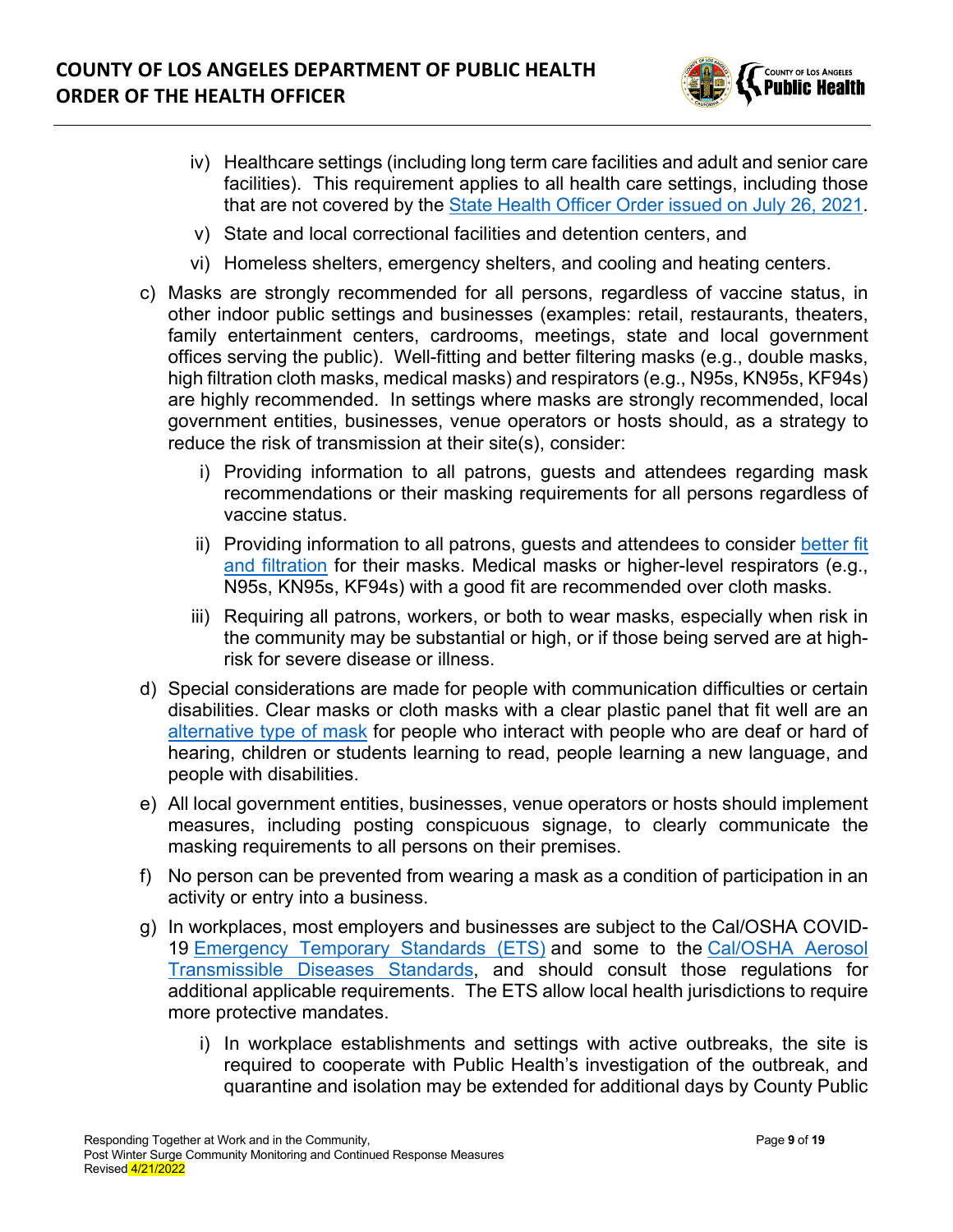iv) Healthcare settings (including long term care facilities and adult and senior care facilities). This requirement applies to all health care settings, including those that are not covered by the State Health Officer Order issued on July 26, 2021.

v) State and local correctional facilities and detention centers, and

vi) Homeless shelters, emergency shelters, and cooling and heating centers.

c) Masks are strongly recommended for all persons, regardless of vaccine status, in other indoor public settings and businesses (examples: retail, restaurants, theaters, family entertainment centers, cardrooms, meetings, state and local government offices serving the public). Well-fitting and better filtering masks (e.g., double masks, high filtration cloth masks, medical masks) and respirators (e.g., N95s, KN95s, KF94s) are highly recommended. In settings where masks are strongly recommended, local government entities, businesses, venue operators or hosts should, as a strategy to reduce the risk of transmission at their site(s), consider:

   i) Providing information to all patrons, guests and attendees regarding mask recommendations or their masking requirements for all persons regardless of vaccine status.

   ii) Providing information to all patrons, guests and attendees to consider better fit and filtration for their masks. Medical masks or higher-level respirators (e.g., N95s, KN95s, KF94s) with a good fit are recommended over cloth masks.

   iii) Requiring all patrons, workers, or both to wear masks, especially when risk in the community may be substantial or high, or if those being served are at high-risk for severe disease or illness.

d) Special considerations are made for people with communication difficulties or certain disabilities. Clear masks or cloth masks with a clear plastic panel that fit well are an alternative type of mask for people who interact with people who are deaf or hard of hearing, children or students learning to read, people learning a new language, and people with disabilities.

e) All local government entities, businesses, venue operators or hosts should implement measures, including posting conspicuous signage, to clearly communicate the masking requirements to all persons on their premises.

f) No person can be prevented from wearing a mask as a condition of participation in an activity or entry into a business.

g) In workplaces, most employers and businesses are subject to the Cal/OSHA COVID-19 Emergency Temporary Standards (ETS) and some to the Cal/OSHA Aerosol Transmissible Diseases Standards, and should consult those regulations for additional applicable requirements. The ETS allow local health jurisdictions to require more protective mandates.

   i) In workplace establishments and settings with active outbreaks, the site is required to cooperate with Public Health's investigation of the outbreak, and quarantine and isolation may be extended for additional days by County Public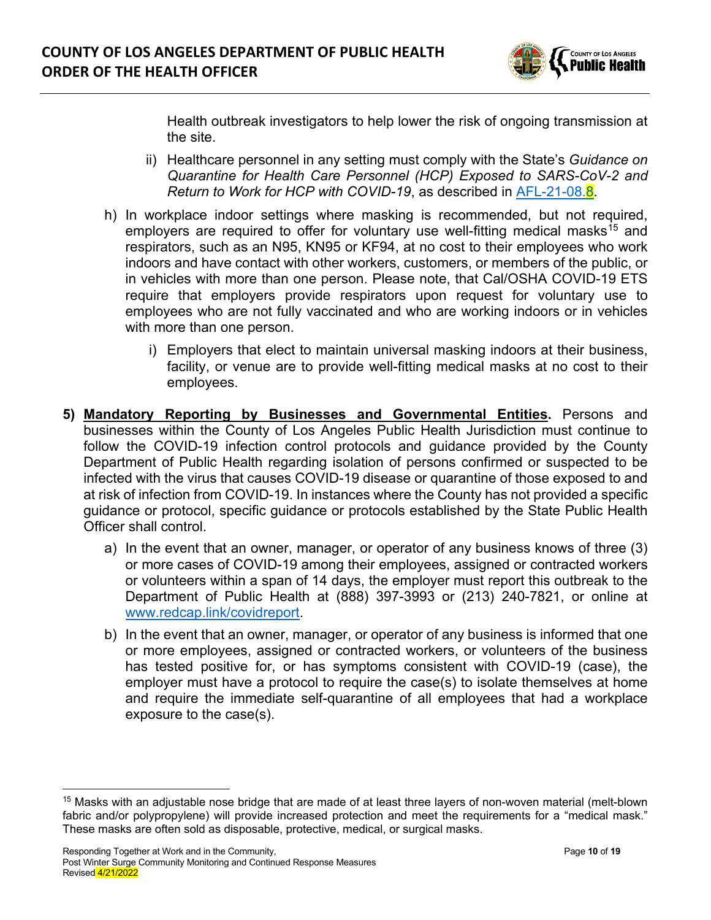Health outbreak investigators to help lower the risk of ongoing transmission at the site.

ii) Healthcare personnel in any setting must comply with the State's *Guidance on Quarantine for Health Care Personnel (HCP) Exposed to SARS-CoV-2 and Return to Work for HCP with COVID-19*, as described in AFL-21-08.8.

h) In workplace indoor settings where masking is recommended, but not required, employers are required to offer for voluntary use well-fitting medical masks[15] and respirators, such as an N95, KN95 or KF94, at no cost to their employees who work indoors and have contact with other workers, customers, or members of the public, or in vehicles with more than one person. Please note, that Cal/OSHA COVID-19 ETS require that employers provide respirators upon request for voluntary use to employees who are not fully vaccinated and who are working indoors or in vehicles with more than one person.

i) Employers that elect to maintain universal masking indoors at their business, facility, or venue are to provide well-fitting medical masks at no cost to their employees.

5) **Mandatory Reporting by Businesses and Governmental Entities.** Persons and businesses within the County of Los Angeles Public Health Jurisdiction must continue to follow the COVID-19 infection control protocols and guidance provided by the County Department of Public Health regarding isolation of persons confirmed or suspected to be infected with the virus that causes COVID-19 disease or quarantine of those exposed to and at risk of infection from COVID-19. In instances where the County has not provided a specific guidance or protocol, specific guidance or protocols established by the State Public Health Officer shall control.

a) In the event that an owner, manager, or operator of any business knows of three (3) or more cases of COVID-19 among their employees, assigned or contracted workers or volunteers within a span of 14 days, the employer must report this outbreak to the Department of Public Health at (888) 397-3993 or (213) 240-7821, or online at www.redcap.link/covidreport.

b) In the event that an owner, manager, or operator of any business is informed that one or more employees, assigned or contracted workers, or volunteers of the business has tested positive for, or has symptoms consistent with COVID-19 (case), the employer must have a protocol to require the case(s) to isolate themselves at home and require the immediate self-quarantine of all employees that had a workplace exposure to the case(s).

[15] Masks with an adjustable nose bridge that are made of at least three layers of non-woven material (melt-blown fabric and/or polypropylene) will provide increased protection and meet the requirements for a "medical mask." These masks are often sold as disposable, protective, medical, or surgical masks.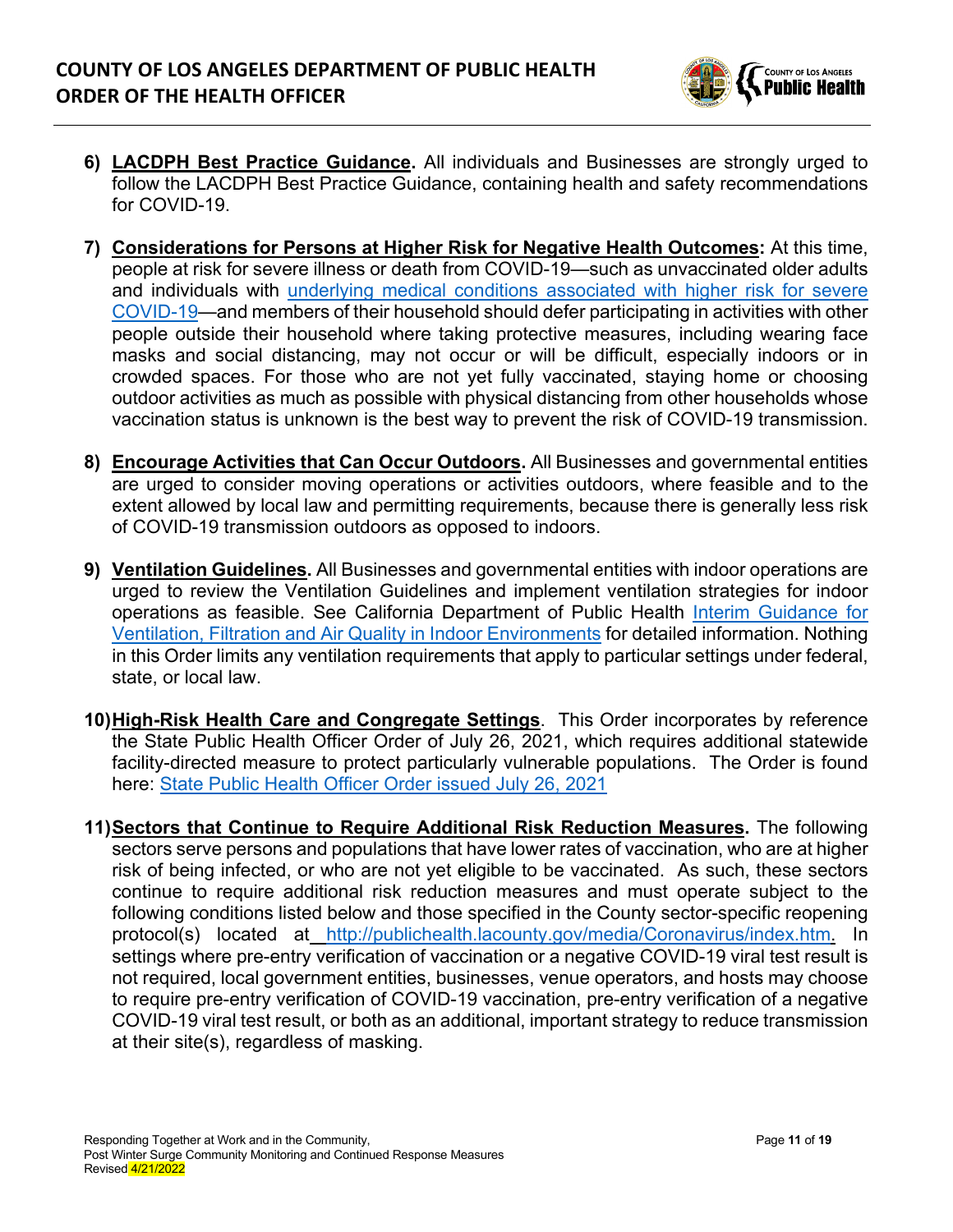6) **LACDPH Best Practice Guidance.** All individuals and Businesses are strongly urged to follow the LACDPH Best Practice Guidance, containing health and safety recommendations for COVID-19.

7) **Considerations for Persons at Higher Risk for Negative Health Outcomes:** At this time, people at risk for severe illness or death from COVID-19—such as unvaccinated older adults and individuals with underlying medical conditions associated with higher risk for severe COVID-19—and members of their household should defer participating in activities with other people outside their household where taking protective measures, including wearing face masks and social distancing, may not occur or will be difficult, especially indoors or in crowded spaces. For those who are not yet fully vaccinated, staying home or choosing outdoor activities as much as possible with physical distancing from other households whose vaccination status is unknown is the best way to prevent the risk of COVID-19 transmission.

8) **Encourage Activities that Can Occur Outdoors.** All Businesses and governmental entities are urged to consider moving operations or activities outdoors, where feasible and to the extent allowed by local law and permitting requirements, because there is generally less risk of COVID-19 transmission outdoors as opposed to indoors.

9) **Ventilation Guidelines.** All Businesses and governmental entities with indoor operations are urged to review the Ventilation Guidelines and implement ventilation strategies for indoor operations as feasible. See California Department of Public Health Interim Guidance for Ventilation, Filtration and Air Quality in Indoor Environments for detailed information. Nothing in this Order limits any ventilation requirements that apply to particular settings under federal, state, or local law.

10) **High-Risk Health Care and Congregate Settings**. This Order incorporates by reference the State Public Health Officer Order of July 26, 2021, which requires additional statewide facility-directed measure to protect particularly vulnerable populations. The Order is found here: State Public Health Officer Order issued July 26, 2021

11) **Sectors that Continue to Require Additional Risk Reduction Measures.** The following sectors serve persons and populations that have lower rates of vaccination, who are at higher risk of being infected, or who are not yet eligible to be vaccinated. As such, these sectors continue to require additional risk reduction measures and must operate subject to the following conditions listed below and those specified in the County sector-specific reopening protocol(s) located at http://publichealth.lacounty.gov/media/Coronavirus/index.htm. In settings where pre-entry verification of vaccination or a negative COVID-19 viral test result is not required, local government entities, businesses, venue operators, and hosts may choose to require pre-entry verification of COVID-19 vaccination, pre-entry verification of a negative COVID-19 viral test result, or both as an additional, important strategy to reduce transmission at their site(s), regardless of masking.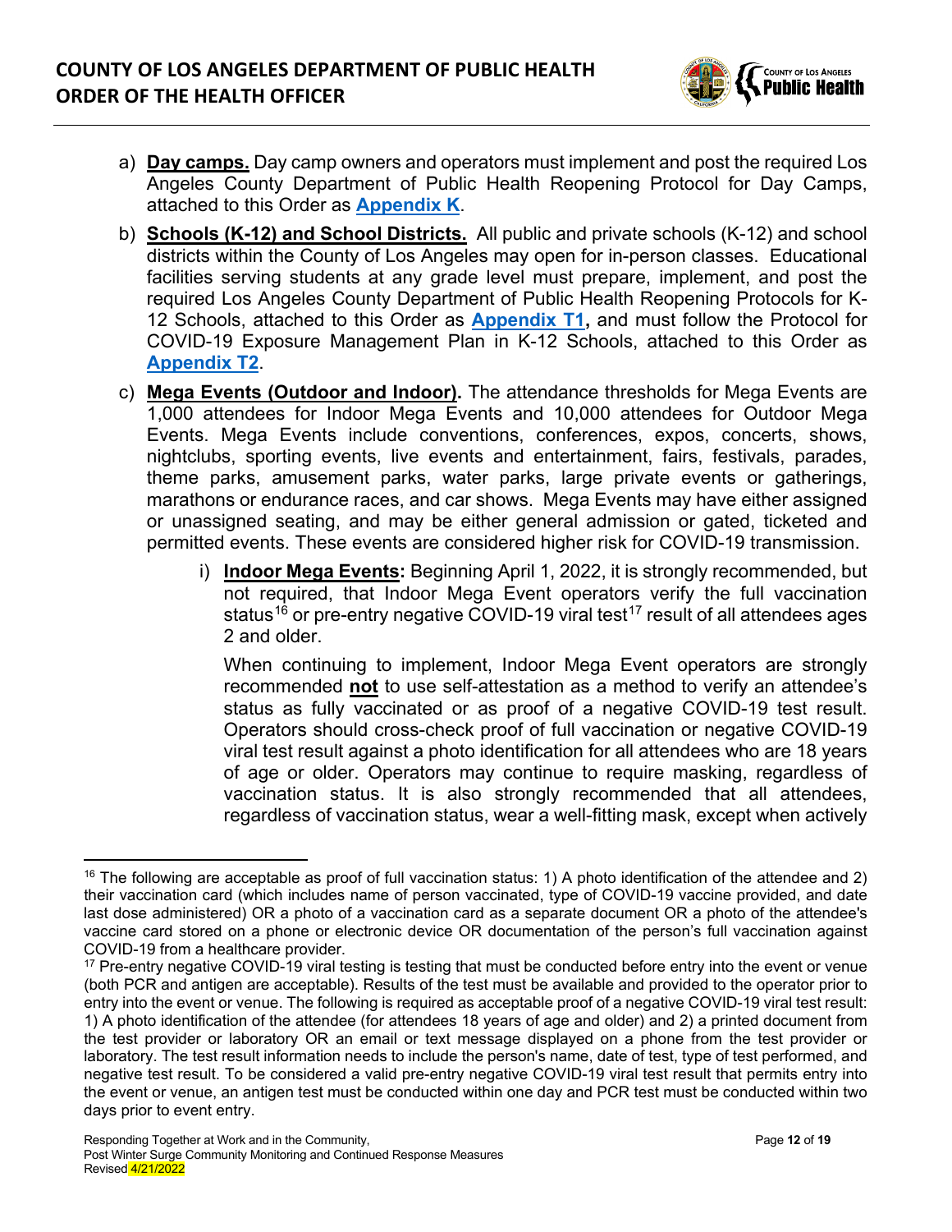a) **Day camps.** Day camp owners and operators must implement and post the required Los Angeles County Department of Public Health Reopening Protocol for Day Camps, attached to this Order as **Appendix K**.

b) **Schools (K-12) and School Districts.** All public and private schools (K-12) and school districts within the County of Los Angeles may open for in-person classes. Educational facilities serving students at any grade level must prepare, implement, and post the required Los Angeles County Department of Public Health Reopening Protocols for K-12 Schools, attached to this Order as **Appendix T1,** and must follow the Protocol for COVID-19 Exposure Management Plan in K-12 Schools, attached to this Order as **Appendix T2**.

c) **Mega Events (Outdoor and Indoor).** The attendance thresholds for Mega Events are 1,000 attendees for Indoor Mega Events and 10,000 attendees for Outdoor Mega Events. Mega Events include conventions, conferences, expos, concerts, shows, nightclubs, sporting events, live events and entertainment, fairs, festivals, parades, theme parks, amusement parks, water parks, large private events or gatherings, marathons or endurance races, and car shows. Mega Events may have either assigned or unassigned seating, and may be either general admission or gated, ticketed and permitted events. These events are considered higher risk for COVID-19 transmission.

   i) **Indoor Mega Events:** Beginning April 1, 2022, it is strongly recommended, but not required, that Indoor Mega Event operators verify the full vaccination status[16] or pre-entry negative COVID-19 viral test[17] result of all attendees ages 2 and older.

   When continuing to implement, Indoor Mega Event operators are strongly recommended **not** to use self-attestation as a method to verify an attendee's status as fully vaccinated or as proof of a negative COVID-19 test result. Operators should cross-check proof of full vaccination or negative COVID-19 viral test result against a photo identification for all attendees who are 18 years of age or older. Operators may continue to require masking, regardless of vaccination status. It is also strongly recommended that all attendees, regardless of vaccination status, wear a well-fitting mask, except when actively

---

[16] The following are acceptable as proof of full vaccination status: 1) A photo identification of the attendee and 2) their vaccination card (which includes name of person vaccinated, type of COVID-19 vaccine provided, and date last dose administered) OR a photo of a vaccination card as a separate document OR a photo of the attendee's vaccine card stored on a phone or electronic device OR documentation of the person's full vaccination against COVID-19 from a healthcare provider.

[17] Pre-entry negative COVID-19 viral testing is testing that must be conducted before entry into the event or venue (both PCR and antigen are acceptable). Results of the test must be available and provided to the operator prior to entry into the event or venue. The following is required as acceptable proof of a negative COVID-19 viral test result: 1) A photo identification of the attendee (for attendees 18 years of age and older) and 2) a printed document from the test provider or laboratory OR an email or text message displayed on a phone from the test provider or laboratory. The test result information needs to include the person's name, date of test, type of test performed, and negative test result. To be considered a valid pre-entry negative COVID-19 viral test result that permits entry into the event or venue, an antigen test must be conducted within one day and PCR test must be conducted within two days prior to event entry.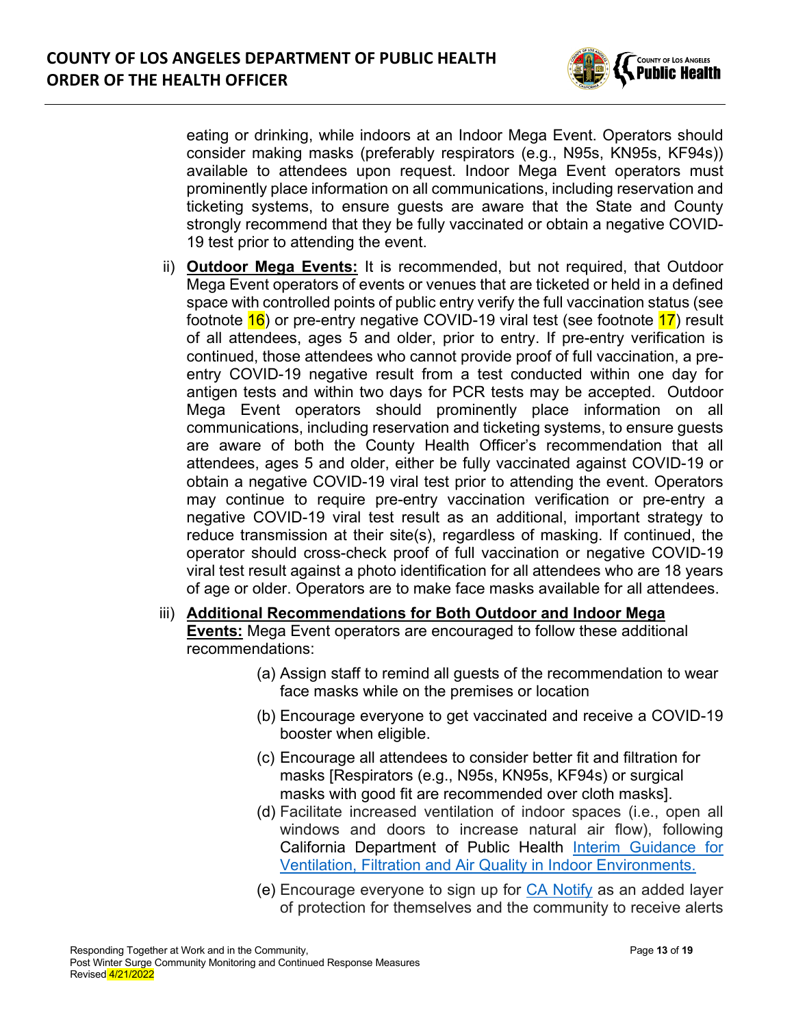eating or drinking, while indoors at an Indoor Mega Event. Operators should consider making masks (preferably respirators (e.g., N95s, KN95s, KF94s)) available to attendees upon request. Indoor Mega Event operators must prominently place information on all communications, including reservation and ticketing systems, to ensure guests are aware that the State and County strongly recommend that they be fully vaccinated or obtain a negative COVID-19 test prior to attending the event.

ii) **Outdoor Mega Events:** It is recommended, but not required, that Outdoor Mega Event operators of events or venues that are ticketed or held in a defined space with controlled points of public entry verify the full vaccination status (see footnote 16) or pre-entry negative COVID-19 viral test (see footnote 17) result of all attendees, ages 5 and older, prior to entry. If pre-entry verification is continued, those attendees who cannot provide proof of full vaccination, a pre-entry COVID-19 negative result from a test conducted within one day for antigen tests and within two days for PCR tests may be accepted. Outdoor Mega Event operators should prominently place information on all communications, including reservation and ticketing systems, to ensure guests are aware of both the County Health Officer's recommendation that all attendees, ages 5 and older, either be fully vaccinated against COVID-19 or obtain a negative COVID-19 viral test prior to attending the event. Operators may continue to require pre-entry vaccination verification or pre-entry a negative COVID-19 viral test result as an additional, important strategy to reduce transmission at their site(s), regardless of masking. If continued, the operator should cross-check proof of full vaccination or negative COVID-19 viral test result against a photo identification for all attendees who are 18 years of age or older. Operators are to make face masks available for all attendees.

iii) **Additional Recommendations for Both Outdoor and Indoor Mega Events:** Mega Event operators are encouraged to follow these additional recommendations:

(a) Assign staff to remind all guests of the recommendation to wear face masks while on the premises or location

(b) Encourage everyone to get vaccinated and receive a COVID-19 booster when eligible.

(c) Encourage all attendees to consider better fit and filtration for masks [Respirators (e.g., N95s, KN95s, KF94s) or surgical masks with good fit are recommended over cloth masks].

(d) Facilitate increased ventilation of indoor spaces (i.e., open all windows and doors to increase natural air flow), following California Department of Public Health [Interim Guidance for Ventilation, Filtration and Air Quality in Indoor Environments.]()

(e) Encourage everyone to sign up for [CA Notify]() as an added layer of protection for themselves and the community to receive alerts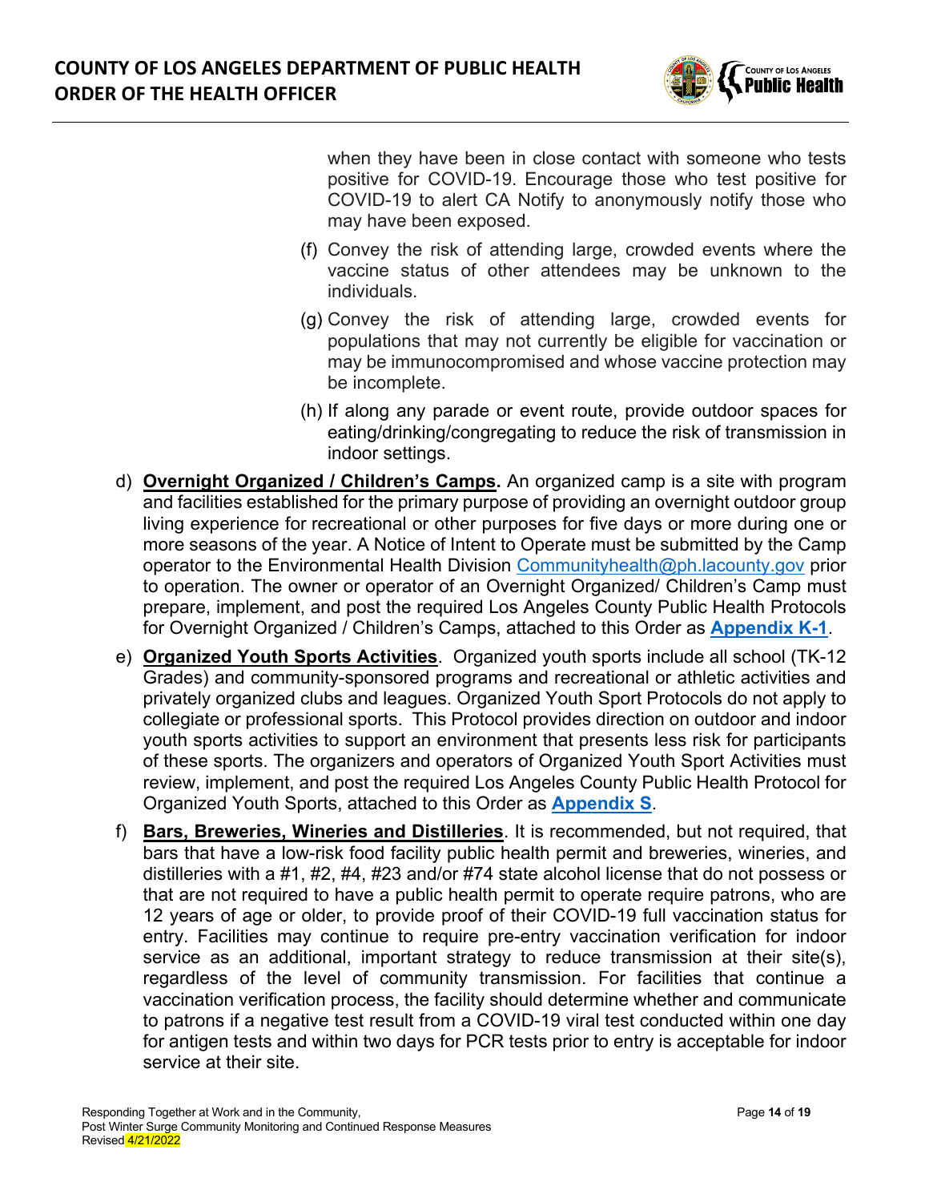when they have been in close contact with someone who tests positive for COVID-19. Encourage those who test positive for COVID-19 to alert CA Notify to anonymously notify those who may have been exposed.

(f) Convey the risk of attending large, crowded events where the vaccine status of other attendees may be unknown to the individuals.

(g) Convey the risk of attending large, crowded events for populations that may not currently be eligible for vaccination or may be immunocompromised and whose vaccine protection may be incomplete.

(h) If along any parade or event route, provide outdoor spaces for eating/drinking/congregating to reduce the risk of transmission in indoor settings.

d) **Overnight Organized / Children's Camps.** An organized camp is a site with program and facilities established for the primary purpose of providing an overnight outdoor group living experience for recreational or other purposes for five days or more during one or more seasons of the year. A Notice of Intent to Operate must be submitted by the Camp operator to the Environmental Health Division Communityhealth@ph.lacounty.gov prior to operation. The owner or operator of an Overnight Organized/ Children's Camp must prepare, implement, and post the required Los Angeles County Public Health Protocols for Overnight Organized / Children's Camps, attached to this Order as **Appendix K-1**.

e) **Organized Youth Sports Activities**. Organized youth sports include all school (TK-12 Grades) and community-sponsored programs and recreational or athletic activities and privately organized clubs and leagues. Organized Youth Sport Protocols do not apply to collegiate or professional sports. This Protocol provides direction on outdoor and indoor youth sports activities to support an environment that presents less risk for participants of these sports. The organizers and operators of Organized Youth Sport Activities must review, implement, and post the required Los Angeles County Public Health Protocol for Organized Youth Sports, attached to this Order as **Appendix S**.

f) **Bars, Breweries, Wineries and Distilleries**. It is recommended, but not required, that bars that have a low-risk food facility public health permit and breweries, wineries, and distilleries with a #1, #2, #4, #23 and/or #74 state alcohol license that do not possess or that are not required to have a public health permit to operate require patrons, who are 12 years of age or older, to provide proof of their COVID-19 full vaccination status for entry. Facilities may continue to require pre-entry vaccination verification for indoor service as an additional, important strategy to reduce transmission at their site(s), regardless of the level of community transmission. For facilities that continue a vaccination verification process, the facility should determine whether and communicate to patrons if a negative test result from a COVID-19 viral test conducted within one day for antigen tests and within two days for PCR tests prior to entry is acceptable for indoor service at their site.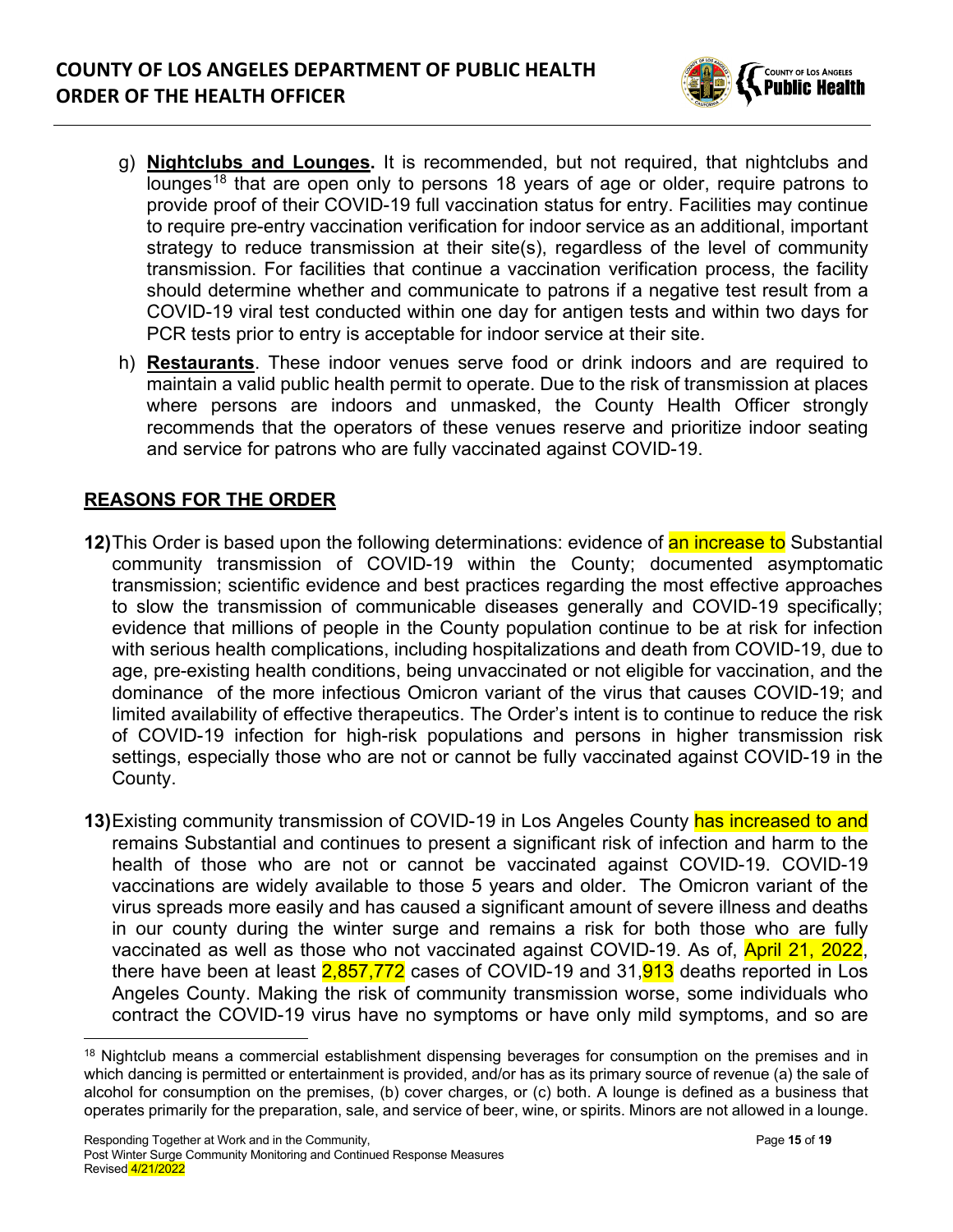g) **Nightclubs and Lounges.** It is recommended, but not required, that nightclubs and lounges[18] that are open only to persons 18 years of age or older, require patrons to provide proof of their COVID-19 full vaccination status for entry. Facilities may continue to require pre-entry vaccination verification for indoor service as an additional, important strategy to reduce transmission at their site(s), regardless of the level of community transmission. For facilities that continue a vaccination verification process, the facility should determine whether and communicate to patrons if a negative test result from a COVID-19 viral test conducted within one day for antigen tests and within two days for PCR tests prior to entry is acceptable for indoor service at their site.

h) **Restaurants**. These indoor venues serve food or drink indoors and are required to maintain a valid public health permit to operate. Due to the risk of transmission at places where persons are indoors and unmasked, the County Health Officer strongly recommends that the operators of these venues reserve and prioritize indoor seating and service for patrons who are fully vaccinated against COVID-19.

## REASONS FOR THE ORDER

**12)** This Order is based upon the following determinations: evidence of an increase to Substantial community transmission of COVID-19 within the County; documented asymptomatic transmission; scientific evidence and best practices regarding the most effective approaches to slow the transmission of communicable diseases generally and COVID-19 specifically; evidence that millions of people in the County population continue to be at risk for infection with serious health complications, including hospitalizations and death from COVID-19, due to age, pre-existing health conditions, being unvaccinated or not eligible for vaccination, and the dominance of the more infectious Omicron variant of the virus that causes COVID-19; and limited availability of effective therapeutics. The Order's intent is to continue to reduce the risk of COVID-19 infection for high-risk populations and persons in higher transmission risk settings, especially those who are not or cannot be fully vaccinated against COVID-19 in the County.

**13)** Existing community transmission of COVID-19 in Los Angeles County has increased to and remains Substantial and continues to present a significant risk of infection and harm to the health of those who are not or cannot be vaccinated against COVID-19. COVID-19 vaccinations are widely available to those 5 years and older. The Omicron variant of the virus spreads more easily and has caused a significant amount of severe illness and deaths in our county during the winter surge and remains a risk for both those who are fully vaccinated as well as those who not vaccinated against COVID-19. As of, April 21, 2022, there have been at least 2,857,772 cases of COVID-19 and 31,913 deaths reported in Los Angeles County. Making the risk of community transmission worse, some individuals who contract the COVID-19 virus have no symptoms or have only mild symptoms, and so are

[18] Nightclub means a commercial establishment dispensing beverages for consumption on the premises and in which dancing is permitted or entertainment is provided, and/or has as its primary source of revenue (a) the sale of alcohol for consumption on the premises, (b) cover charges, or (c) both. A lounge is defined as a business that operates primarily for the preparation, sale, and service of beer, wine, or spirits. Minors are not allowed in a lounge.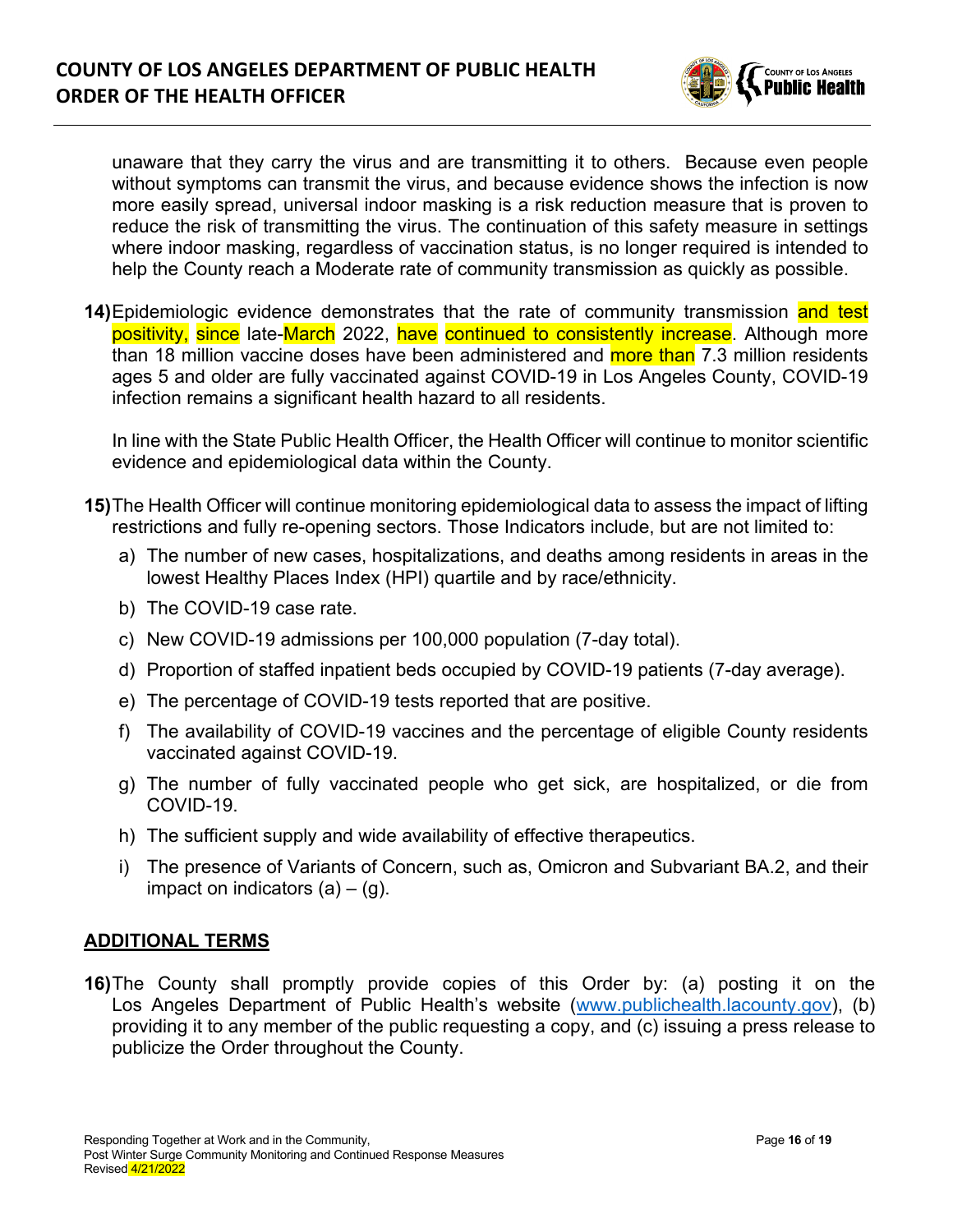unaware that they carry the virus and are transmitting it to others. Because even people without symptoms can transmit the virus, and because evidence shows the infection is now more easily spread, universal indoor masking is a risk reduction measure that is proven to reduce the risk of transmitting the virus. The continuation of this safety measure in settings where indoor masking, regardless of vaccination status, is no longer required is intended to help the County reach a Moderate rate of community transmission as quickly as possible.

**14)** Epidemiologic evidence demonstrates that the rate of community transmission and test positivity, since late-March 2022, have continued to consistently increase. Although more than 18 million vaccine doses have been administered and more than 7.3 million residents ages 5 and older are fully vaccinated against COVID-19 in Los Angeles County, COVID-19 infection remains a significant health hazard to all residents.

In line with the State Public Health Officer, the Health Officer will continue to monitor scientific evidence and epidemiological data within the County.

**15)** The Health Officer will continue monitoring epidemiological data to assess the impact of lifting restrictions and fully re-opening sectors. Those Indicators include, but are not limited to:

a) The number of new cases, hospitalizations, and deaths among residents in areas in the lowest Healthy Places Index (HPI) quartile and by race/ethnicity.

b) The COVID-19 case rate.

c) New COVID-19 admissions per 100,000 population (7-day total).

d) Proportion of staffed inpatient beds occupied by COVID-19 patients (7-day average).

e) The percentage of COVID-19 tests reported that are positive.

f) The availability of COVID-19 vaccines and the percentage of eligible County residents vaccinated against COVID-19.

g) The number of fully vaccinated people who get sick, are hospitalized, or die from COVID-19.

h) The sufficient supply and wide availability of effective therapeutics.

i) The presence of Variants of Concern, such as, Omicron and Subvariant BA.2, and their impact on indicators (a) – (g).

## ADDITIONAL TERMS

**16)** The County shall promptly provide copies of this Order by: (a) posting it on the Los Angeles Department of Public Health's website (www.publichealth.lacounty.gov), (b) providing it to any member of the public requesting a copy, and (c) issuing a press release to publicize the Order throughout the County.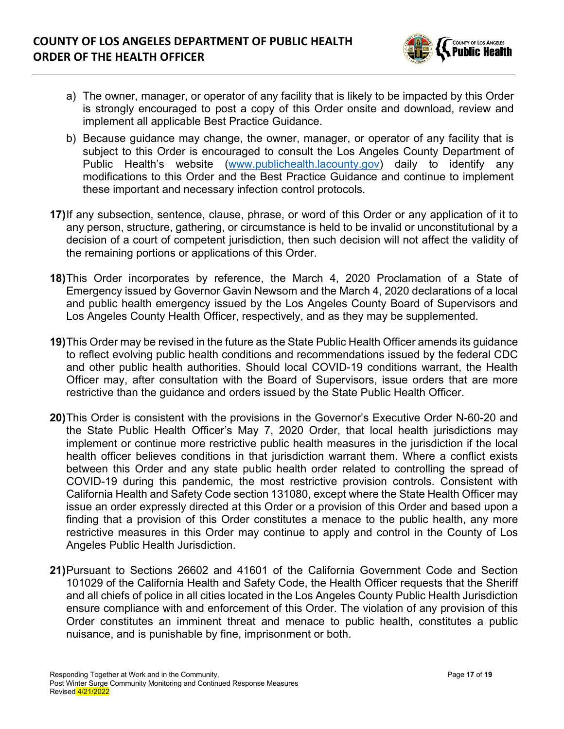a) The owner, manager, or operator of any facility that is likely to be impacted by this Order is strongly encouraged to post a copy of this Order onsite and download, review and implement all applicable Best Practice Guidance.

b) Because guidance may change, the owner, manager, or operator of any facility that is subject to this Order is encouraged to consult the Los Angeles County Department of Public Health's website ([www.publichealth.lacounty.gov](www.publichealth.lacounty.gov)) daily to identify any modifications to this Order and the Best Practice Guidance and continue to implement these important and necessary infection control protocols.

**17)** If any subsection, sentence, clause, phrase, or word of this Order or any application of it to any person, structure, gathering, or circumstance is held to be invalid or unconstitutional by a decision of a court of competent jurisdiction, then such decision will not affect the validity of the remaining portions or applications of this Order.

**18)** This Order incorporates by reference, the March 4, 2020 Proclamation of a State of Emergency issued by Governor Gavin Newsom and the March 4, 2020 declarations of a local and public health emergency issued by the Los Angeles County Board of Supervisors and Los Angeles County Health Officer, respectively, and as they may be supplemented.

**19)** This Order may be revised in the future as the State Public Health Officer amends its guidance to reflect evolving public health conditions and recommendations issued by the federal CDC and other public health authorities. Should local COVID-19 conditions warrant, the Health Officer may, after consultation with the Board of Supervisors, issue orders that are more restrictive than the guidance and orders issued by the State Public Health Officer.

**20)** This Order is consistent with the provisions in the Governor's Executive Order N-60-20 and the State Public Health Officer's May 7, 2020 Order, that local health jurisdictions may implement or continue more restrictive public health measures in the jurisdiction if the local health officer believes conditions in that jurisdiction warrant them. Where a conflict exists between this Order and any state public health order related to controlling the spread of COVID-19 during this pandemic, the most restrictive provision controls. Consistent with California Health and Safety Code section 131080, except where the State Health Officer may issue an order expressly directed at this Order or a provision of this Order and based upon a finding that a provision of this Order constitutes a menace to the public health, any more restrictive measures in this Order may continue to apply and control in the County of Los Angeles Public Health Jurisdiction.

**21)** Pursuant to Sections 26602 and 41601 of the California Government Code and Section 101029 of the California Health and Safety Code, the Health Officer requests that the Sheriff and all chiefs of police in all cities located in the Los Angeles County Public Health Jurisdiction ensure compliance with and enforcement of this Order. The violation of any provision of this Order constitutes an imminent threat and menace to public health, constitutes a public nuisance, and is punishable by fine, imprisonment or both.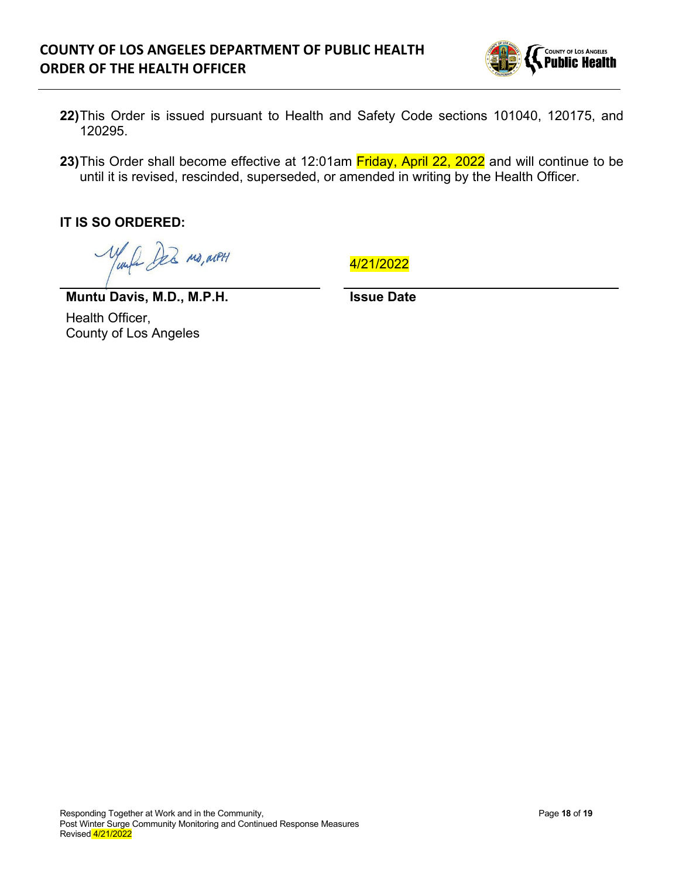22) This Order is issued pursuant to Health and Safety Code sections 101040, 120175, and 120295.

23) This Order shall become effective at 12:01am Friday, April 22, 2022 and will continue to be until it is revised, rescinded, superseded, or amended in writing by the Health Officer.

**IT IS SO ORDERED:**

| | |
|---|---|
| **Muntu Davis, M.D., M.P.H.** | 4/21/2022 |
| Health Officer, County of Los Angeles | **Issue Date** |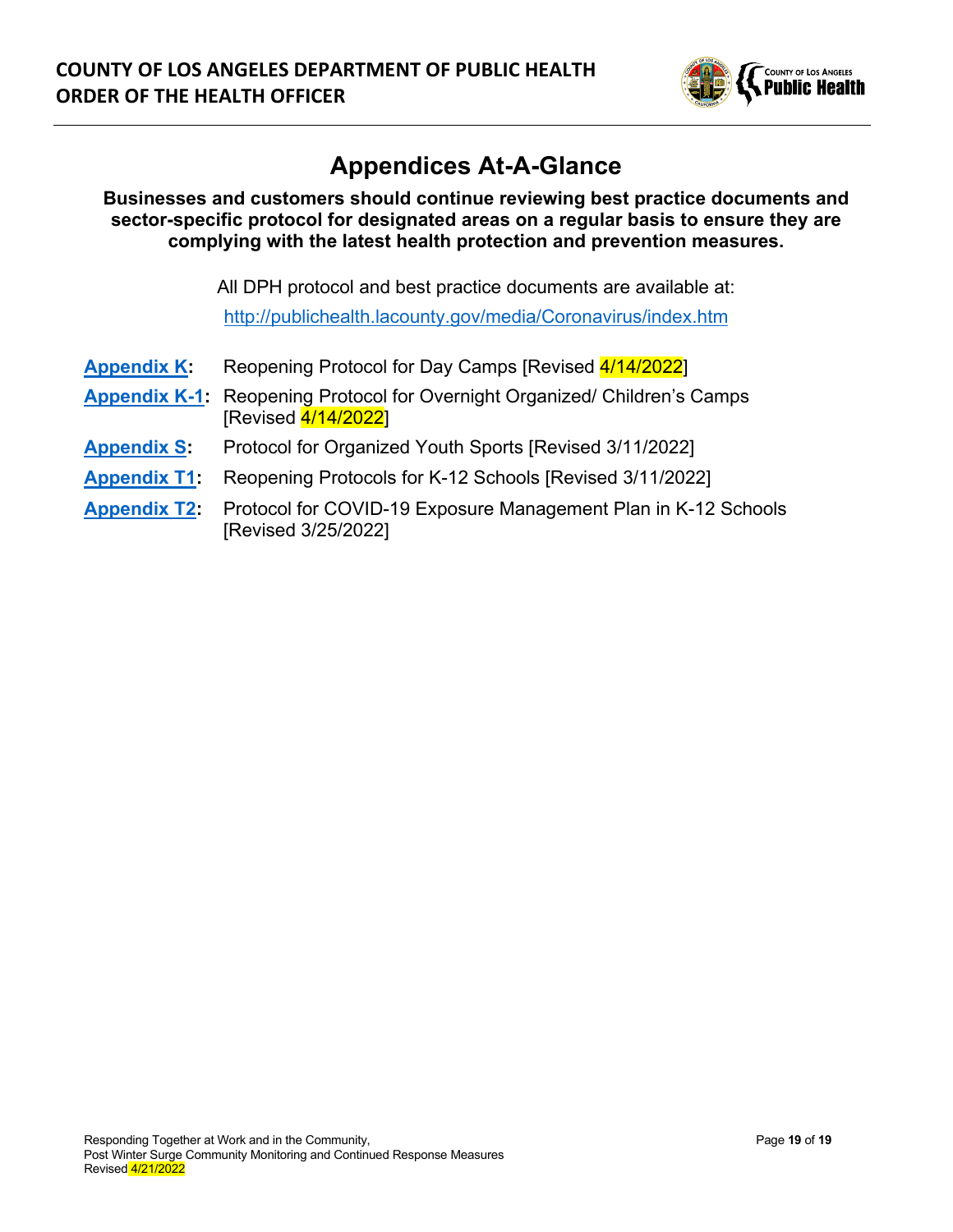# Appendices At-A-Glance

**Businesses and customers should continue reviewing best practice documents and sector-specific protocol for designated areas on a regular basis to ensure they are complying with the latest health protection and prevention measures.**

All DPH protocol and best practice documents are available at:

http://publichealth.lacounty.gov/media/Coronavirus/index.htm

- **Appendix K:** Reopening Protocol for Day Camps [Revised 4/14/2022]
- **Appendix K-1:** Reopening Protocol for Overnight Organized/ Children's Camps [Revised 4/14/2022]
- **Appendix S:** Protocol for Organized Youth Sports [Revised 3/11/2022]
- **Appendix T1:** Reopening Protocols for K-12 Schools [Revised 3/11/2022]
- **Appendix T2:** Protocol for COVID-19 Exposure Management Plan in K-12 Schools [Revised 3/25/2022]